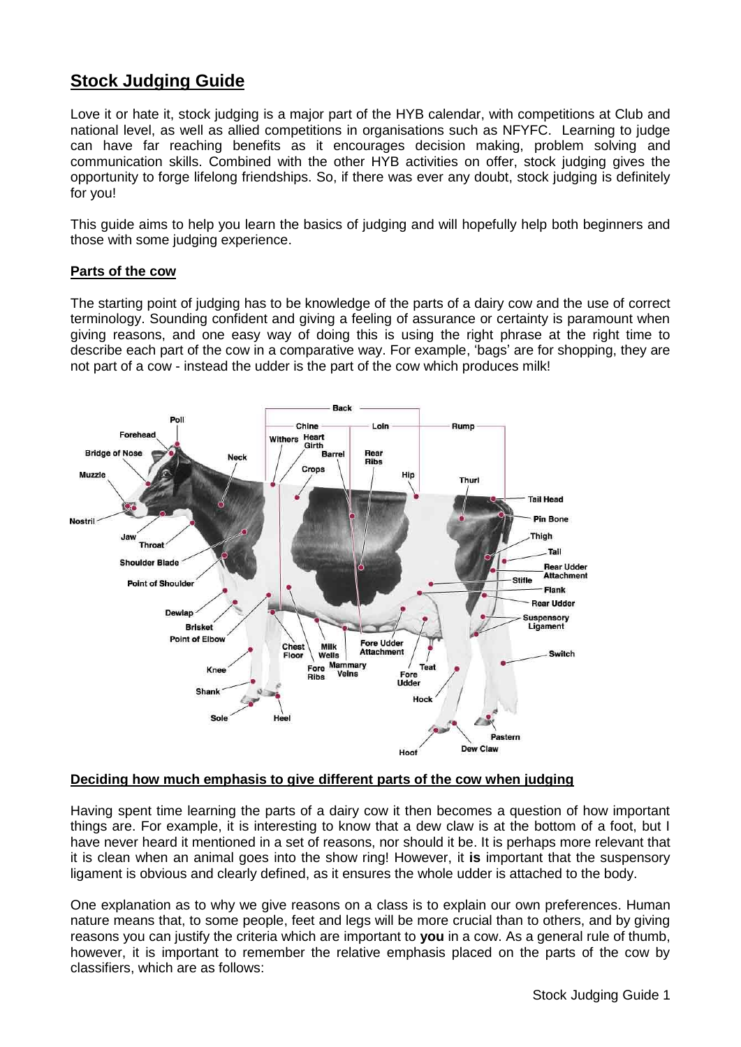# Stock Judging Guide

Love it or hate it, stock judging is a major part of the HYB calendar, with competitions at Club and national level, as well as allied competitions in organisations such as NFYFC. Learning to judge can have far reaching benefits as it encourages decision making, problem solving and communication skills. Combined with the other HYB activities on offer, stock judging gives the opportunity to forge lifelong friendships. So, if there was ever any doubt, stock judging is definitely for you!

This guide aims to help you learn the basics of judging and will hopefully help both beginners and those with some judging experience.

## Parts of the cow

The starting point of judging has to be knowledge of the parts of a dairy cow and the use of correct terminology. Sounding confident and giving a feeling of assurance or certainty is paramount when giving reasons, and one easy way of doing this is using the right phrase at the right time to describe each part of the cow in a comparative way. For example, 'bags' are for shopping, they are not part of a cow - instead the udder is the part of the cow which produces milk!

## Deciding how much emphasis to give different parts of the cow when judging

Having spent time learning the parts of a dairy cow it then becomes a question of how important things are. For example, it is interesting to know that a dew claw is at the bottom of a foot, but I have never heard it mentioned in a set of reasons, nor should it be. It is perhaps more relevant that it is clean when an animal goes into the show ring! However, it **is** important that the suspensory ligament is obvious and clearly defined, as it ensures the whole udder is attached to the body.

One explanation as to why we give reasons on a class is to explain our own preferences. Human nature means that, to some people, feet and legs will be more crucial than to others, and by giving reasons you can justify the criteria which are important to **you** in a cow. As a general rule of thumb, however, it is important to remember the relative emphasis placed on the parts of the cow by classifiers, which are as follows: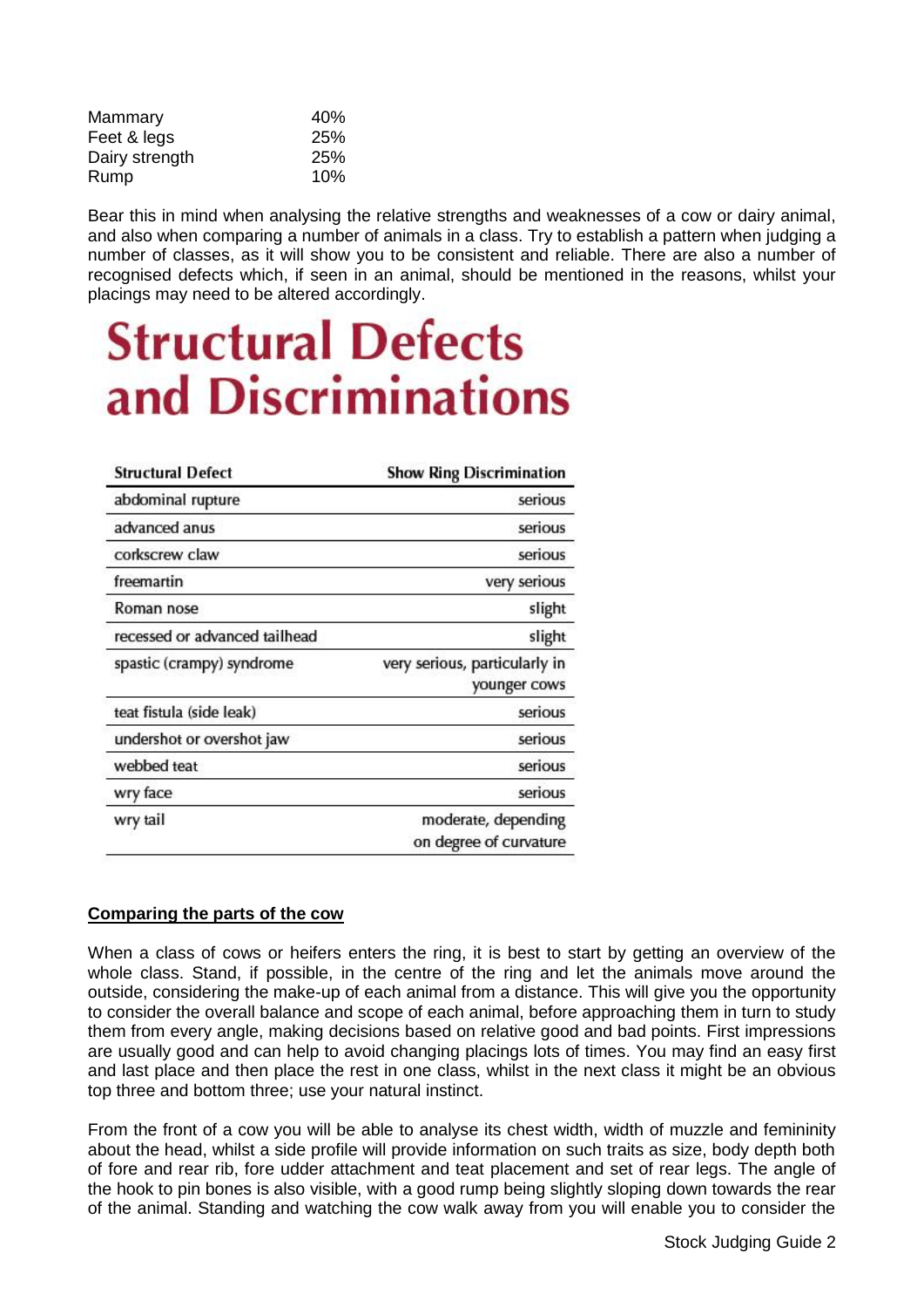| Mammary | 40% |
|---|---|
| Feet & legs | 25% |
| Dairy strength | 25% |
| Rump | 10% |

Bear this in mind when analysing the relative strengths and weaknesses of a cow or dairy animal, and also when comparing a number of animals in a class. Try to establish a pattern when judging a number of classes, as it will show you to be consistent and reliable. There are also a number of recognised defects which, if seen in an animal, should be mentioned in the reasons, whilst your placings may need to be altered accordingly.

# Structural Defects and Discriminations

| Structural Defect | Show Ring Discrimination |
|---|---|
| abdominal rupture | serious |
| advanced anus | serious |
| corkscrew claw | serious |
| freemartin | very serious |
| Roman nose | slight |
| recessed or advanced tailhead | slight |
| spastic (crampy) syndrome | very serious, particularly in younger cows |
| teat fistula (side leak) | serious |
| undershot or overshot jaw | serious |
| webbed teat | serious |
| wry face | serious |
| wry tail | moderate, depending on degree of curvature |

**Comparing the parts of the cow**

When a class of cows or heifers enters the ring, it is best to start by getting an overview of the whole class. Stand, if possible, in the centre of the ring and let the animals move around the outside, considering the make-up of each animal from a distance. This will give you the opportunity to consider the overall balance and scope of each animal, before approaching them in turn to study them from every angle, making decisions based on relative good and bad points. First impressions are usually good and can help to avoid changing placings lots of times. You may find an easy first and last place and then place the rest in one class, whilst in the next class it might be an obvious top three and bottom three; use your natural instinct.

From the front of a cow you will be able to analyse its chest width, width of muzzle and femininity about the head, whilst a side profile will provide information on such traits as size, body depth both of fore and rear rib, fore udder attachment and teat placement and set of rear legs. The angle of the hook to pin bones is also visible, with a good rump being slightly sloping down towards the rear of the animal. Standing and watching the cow walk away from you will enable you to consider the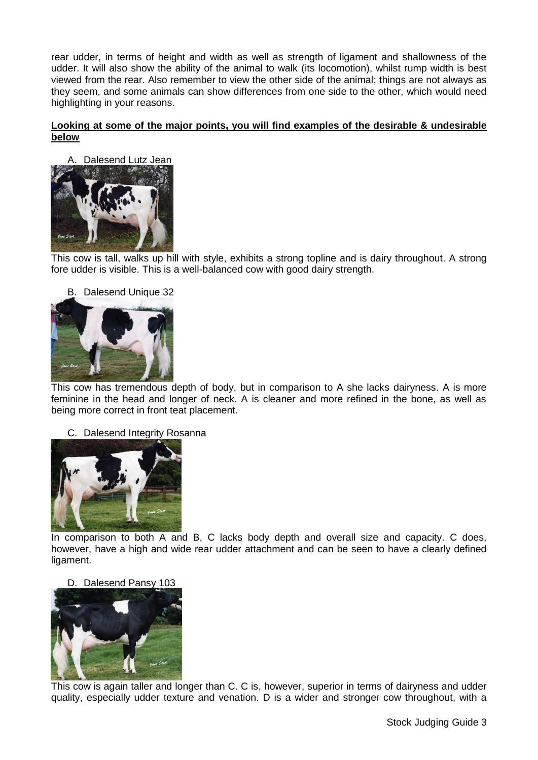rear udder, in terms of height and width as well as strength of ligament and shallowness of the udder. It will also show the ability of the animal to walk (its locomotion), whilst rump width is best viewed from the rear. Also remember to view the other side of the animal; things are not always as they seem, and some animals can show differences from one side to the other, which would need highlighting in your reasons.

**Looking at some of the major points, you will find examples of the desirable & undesirable below**

A. Dalesend Lutz Jean

This cow is tall, walks up hill with style, exhibits a strong topline and is dairy throughout. A strong fore udder is visible. This is a well-balanced cow with good dairy strength.

B. Dalesend Unique 32

This cow has tremendous depth of body, but in comparison to A she lacks dairyness. A is more feminine in the head and longer of neck. A is cleaner and more refined in the bone, as well as being more correct in front teat placement.

C. Dalesend Integrity Rosanna

In comparison to both A and B, C lacks body depth and overall size and capacity. C does, however, have a high and wide rear udder attachment and can be seen to have a clearly defined ligament.

D. Dalesend Pansy 103

This cow is again taller and longer than C. C is, however, superior in terms of dairyness and udder quality, especially udder texture and venation. D is a wider and stronger cow throughout, with a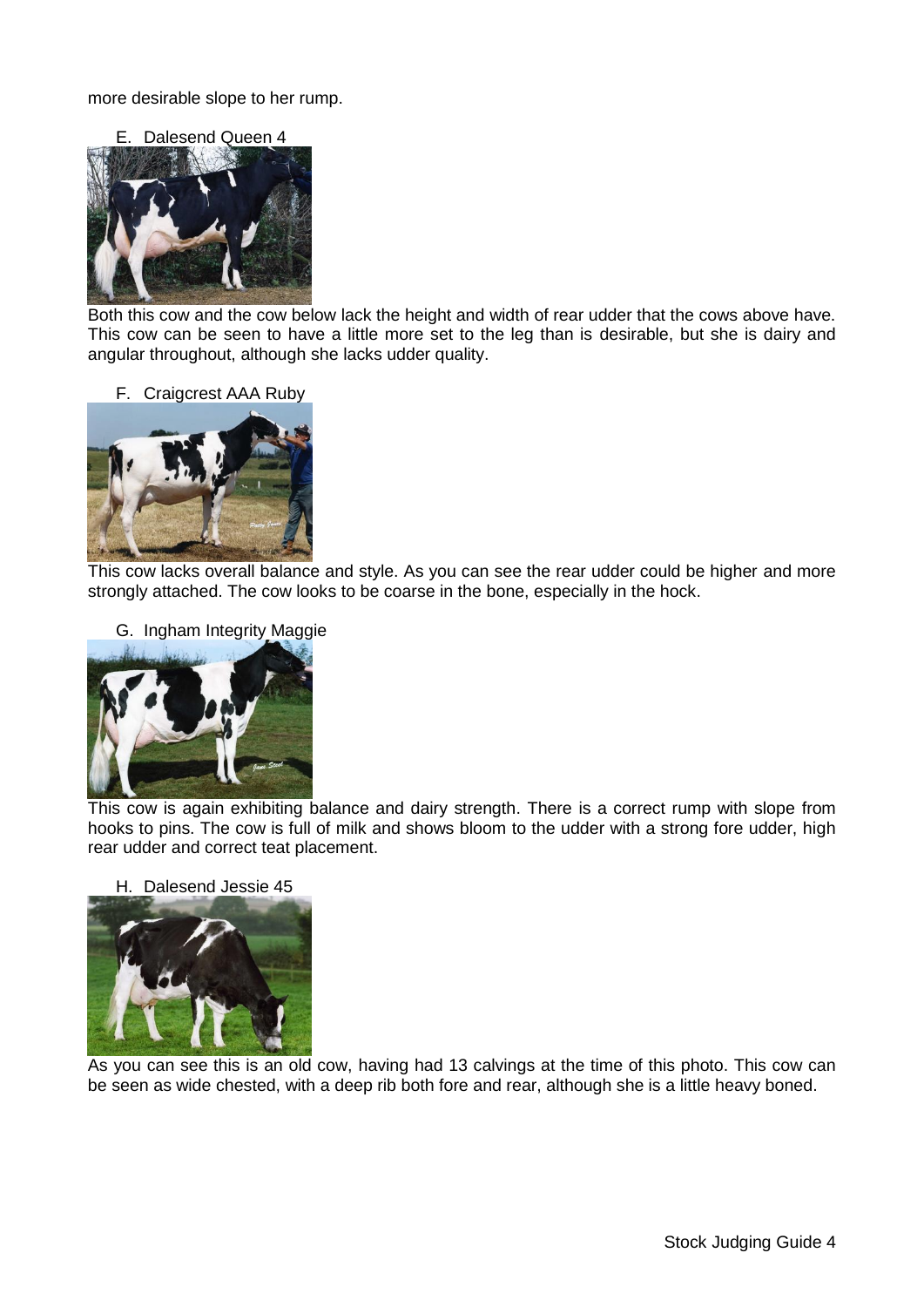more desirable slope to her rump.

E. Dalesend Queen 4

Both this cow and the cow below lack the height and width of rear udder that the cows above have. This cow can be seen to have a little more set to the leg than is desirable, but she is dairy and angular throughout, although she lacks udder quality.

F. Craigcrest AAA Ruby

This cow lacks overall balance and style. As you can see the rear udder could be higher and more strongly attached. The cow looks to be coarse in the bone, especially in the hock.

G. Ingham Integrity Maggie

This cow is again exhibiting balance and dairy strength. There is a correct rump with slope from hooks to pins. The cow is full of milk and shows bloom to the udder with a strong fore udder, high rear udder and correct teat placement.

H. Dalesend Jessie 45

As you can see this is an old cow, having had 13 calvings at the time of this photo. This cow can be seen as wide chested, with a deep rib both fore and rear, although she is a little heavy boned.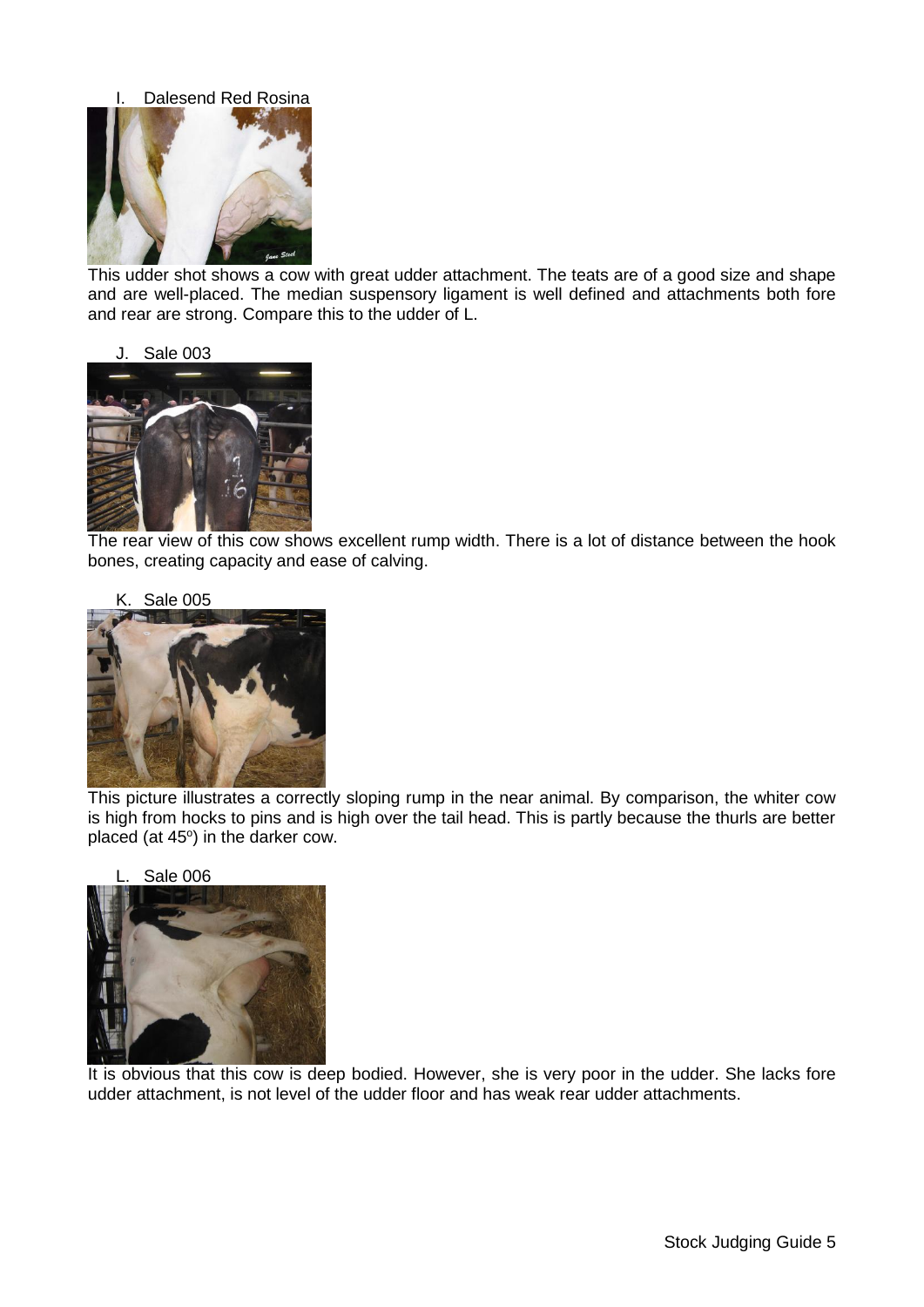I. Dalesend Red Rosina

This udder shot shows a cow with great udder attachment. The teats are of a good size and shape and are well-placed. The median suspensory ligament is well defined and attachments both fore and rear are strong. Compare this to the udder of L.

J. Sale 003

The rear view of this cow shows excellent rump width. There is a lot of distance between the hook bones, creating capacity and ease of calving.

K. Sale 005

This picture illustrates a correctly sloping rump in the near animal. By comparison, the whiter cow is high from hocks to pins and is high over the tail head. This is partly because the thurls are better placed (at $45^{o}$) in the darker cow.

L. Sale 006

It is obvious that this cow is deep bodied. However, she is very poor in the udder. She lacks fore udder attachment, is not level of the udder floor and has weak rear udder attachments.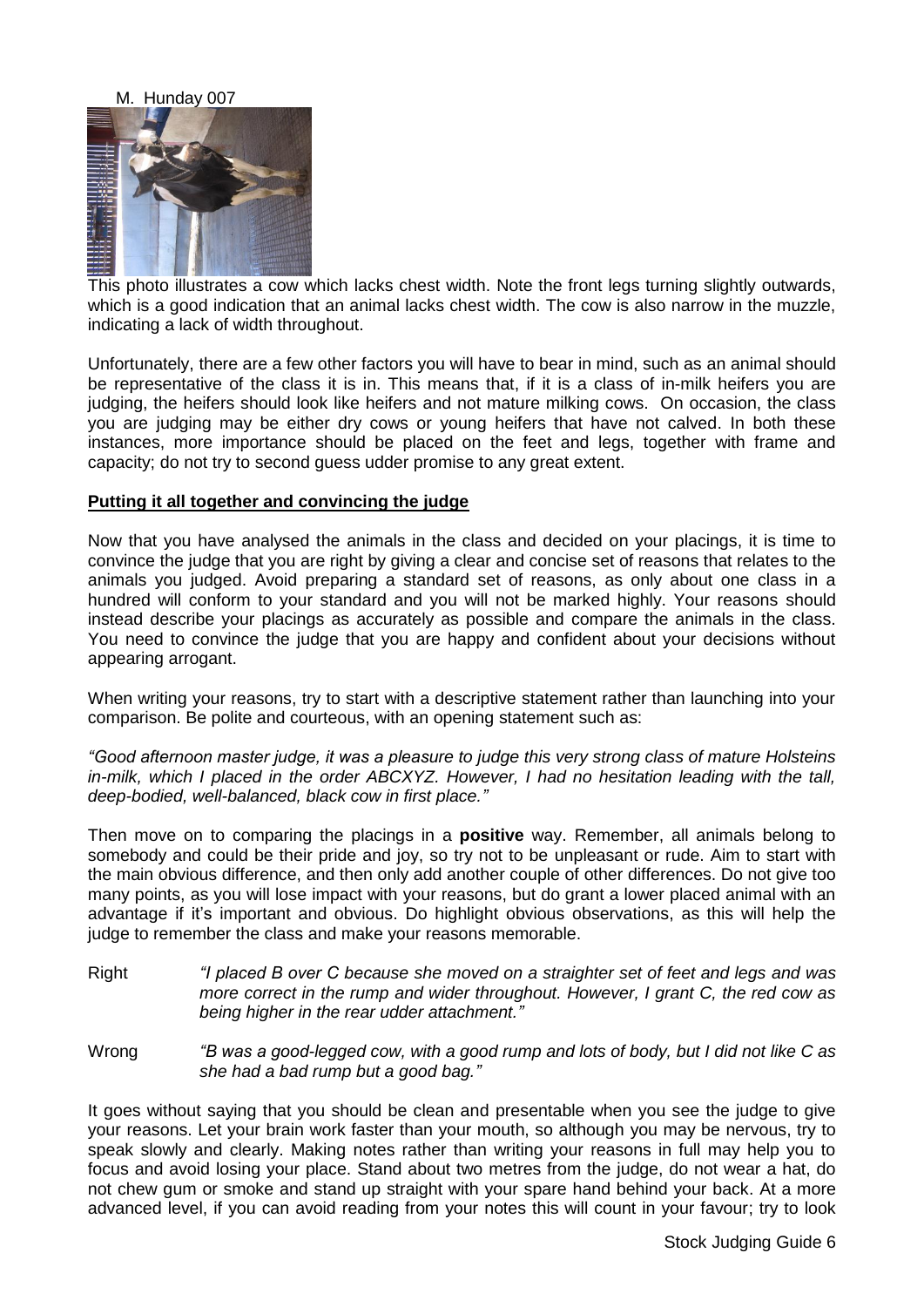M. Hunday 007

This photo illustrates a cow which lacks chest width. Note the front legs turning slightly outwards, which is a good indication that an animal lacks chest width. The cow is also narrow in the muzzle, indicating a lack of width throughout.

Unfortunately, there are a few other factors you will have to bear in mind, such as an animal should be representative of the class it is in. This means that, if it is a class of in-milk heifers you are judging, the heifers should look like heifers and not mature milking cows. On occasion, the class you are judging may be either dry cows or young heifers that have not calved. In both these instances, more importance should be placed on the feet and legs, together with frame and capacity; do not try to second guess udder promise to any great extent.

## Putting it all together and convincing the judge

Now that you have analysed the animals in the class and decided on your placings, it is time to convince the judge that you are right by giving a clear and concise set of reasons that relates to the animals you judged. Avoid preparing a standard set of reasons, as only about one class in a hundred will conform to your standard and you will not be marked highly. Your reasons should instead describe your placings as accurately as possible and compare the animals in the class. You need to convince the judge that you are happy and confident about your decisions without appearing arrogant.

When writing your reasons, try to start with a descriptive statement rather than launching into your comparison. Be polite and courteous, with an opening statement such as:

*"Good afternoon master judge, it was a pleasure to judge this very strong class of mature Holsteins in-milk, which I placed in the order ABCXYZ. However, I had no hesitation leading with the tall, deep-bodied, well-balanced, black cow in first place."*

Then move on to comparing the placings in a **positive** way. Remember, all animals belong to somebody and could be their pride and joy, so try not to be unpleasant or rude. Aim to start with the main obvious difference, and then only add another couple of other differences. Do not give too many points, as you will lose impact with your reasons, but do grant a lower placed animal with an advantage if it's important and obvious. Do highlight obvious observations, as this will help the judge to remember the class and make your reasons memorable.

Right *"I placed B over C because she moved on a straighter set of feet and legs and was more correct in the rump and wider throughout. However, I grant C, the red cow as being higher in the rear udder attachment."*

Wrong *"B was a good-legged cow, with a good rump and lots of body, but I did not like C as she had a bad rump but a good bag."*

It goes without saying that you should be clean and presentable when you see the judge to give your reasons. Let your brain work faster than your mouth, so although you may be nervous, try to speak slowly and clearly. Making notes rather than writing your reasons in full may help you to focus and avoid losing your place. Stand about two metres from the judge, do not wear a hat, do not chew gum or smoke and stand up straight with your spare hand behind your back. At a more advanced level, if you can avoid reading from your notes this will count in your favour; try to look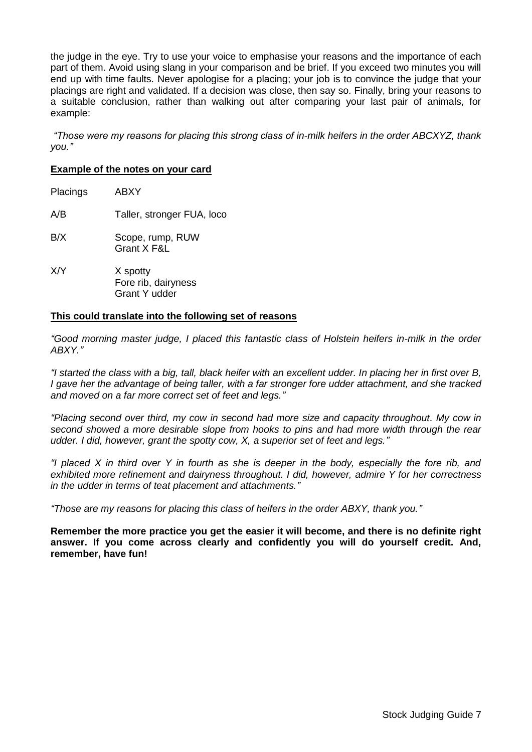the judge in the eye. Try to use your voice to emphasise your reasons and the importance of each part of them. Avoid using slang in your comparison and be brief. If you exceed two minutes you will end up with time faults. Never apologise for a placing; your job is to convince the judge that your placings are right and validated. If a decision was close, then say so. Finally, bring your reasons to a suitable conclusion, rather than walking out after comparing your last pair of animals, for example:

*"Those were my reasons for placing this strong class of in-milk heifers in the order ABCXYZ, thank you."*

**Example of the notes on your card**

| | |
|---|---|
| Placings | ABXY |
| A/B | Taller, stronger FUA, loco |
| B/X | Scope, rump, RUW<br>Grant X F&L |
| X/Y | X spotty<br>Fore rib, dairyness<br>Grant Y udder |

**This could translate into the following set of reasons**

*"Good morning master judge, I placed this fantastic class of Holstein heifers in-milk in the order ABXY."*

*"I started the class with a big, tall, black heifer with an excellent udder. In placing her in first over B, I gave her the advantage of being taller, with a far stronger fore udder attachment, and she tracked and moved on a far more correct set of feet and legs."*

*"Placing second over third, my cow in second had more size and capacity throughout. My cow in second showed a more desirable slope from hooks to pins and had more width through the rear udder. I did, however, grant the spotty cow, X, a superior set of feet and legs."*

*"I placed X in third over Y in fourth as she is deeper in the body, especially the fore rib, and exhibited more refinement and dairyness throughout. I did, however, admire Y for her correctness in the udder in terms of teat placement and attachments."*

*"Those are my reasons for placing this class of heifers in the order ABXY, thank you."*

**Remember the more practice you get the easier it will become, and there is no definite right answer. If you come across clearly and confidently you will do yourself credit. And, remember, have fun!**